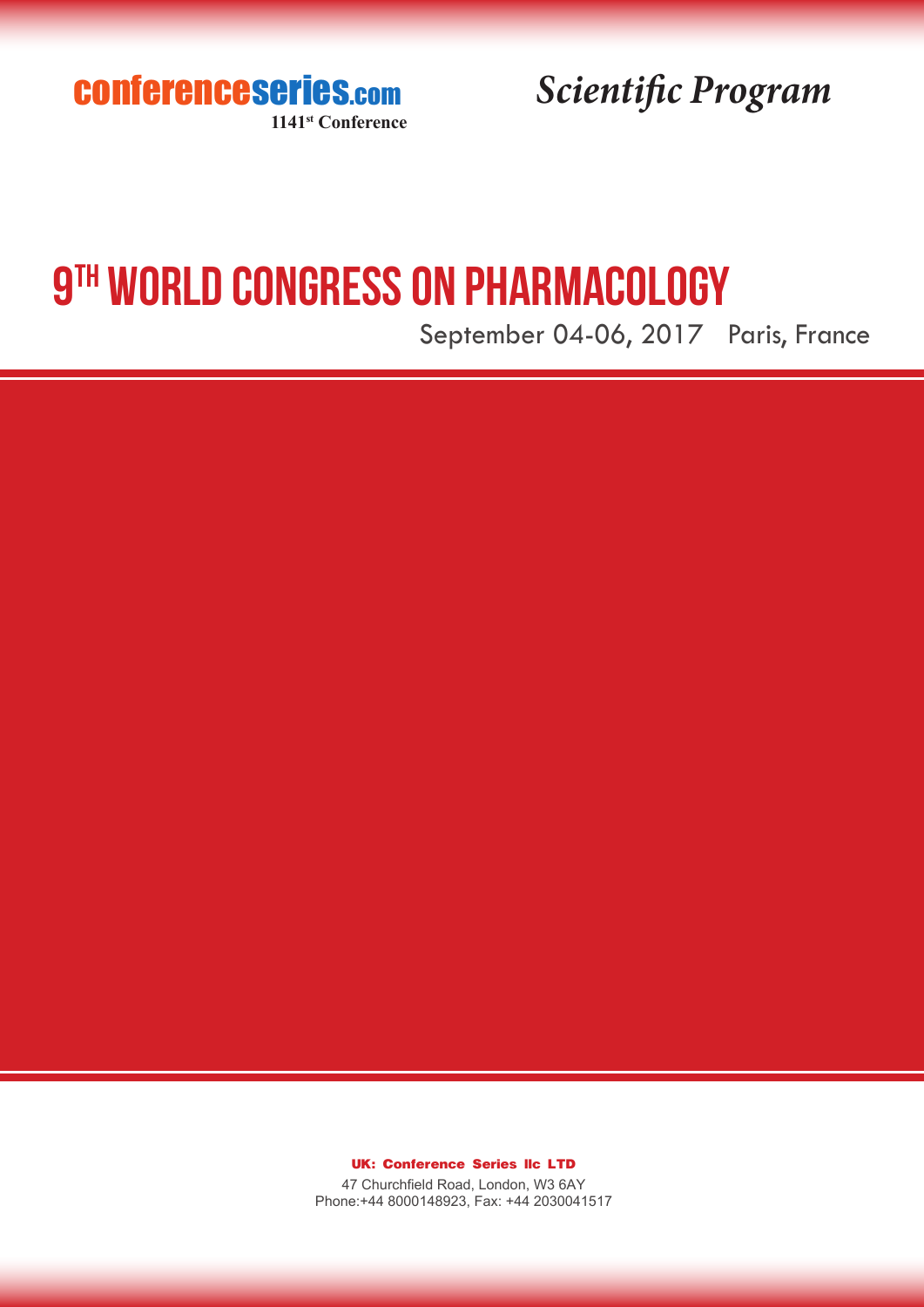conferenceseries.com

1141st Conference

*Scientific Program*

# 9th World Congress on Pharmacology

September 04-06, 2017 Paris, France

**UK: Conference Series llc LTD**

47 Churchfield Road, London, W3 6AY

Phone:+44 8000148923, Fax: +44 2030041517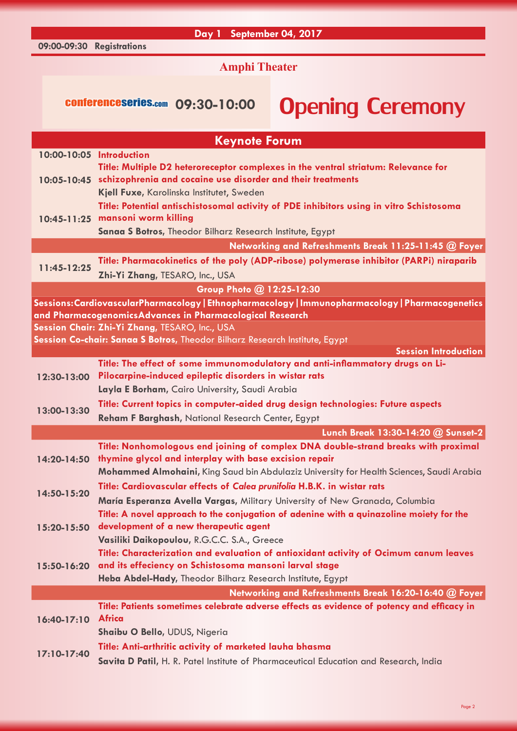**Day 1 September 04, 2017**

**09:00-09:30 Registrations**

## Amphi Theater

conferenceseries.com **09:30-10:00** **Opening Ceremony**

## Keynote Forum

**10:00-10:05** **Introduction**

**10:05-10:45** **Title: Multiple D2 heteroreceptor complexes in the ventral striatum: Relevance for schizophrenia and cocaine use disorder and their treatments**
**Kjell Fuxe**, Karolinska Institutet, Sweden

**10:45-11:25** **Title: Potential antischistosomal activity of PDE inhibitors using in vitro Schistosoma mansoni worm killing**
**Sanaa S Botros**, Theodor Bilharz Research Institute, Egypt

**Networking and Refreshments Break 11:25-11:45 @ Foyer**

**11:45-12:25** **Title: Pharmacokinetics of the poly (ADP-ribose) polymerase inhibitor (PARPi) niraparib**
**Zhi-Yi Zhang**, TESARO, Inc., USA

**Group Photo @ 12:25-12:30**

**Sessions: Cardiovascular Pharmacology | Ethnopharmacology | Immunopharmacology | Pharmacogenetics and Pharmacogenomics Advances in Pharmacological Research**

**Session Chair: Zhi-Yi Zhang**, TESARO, Inc., USA

**Session Co-chair: Sanaa S Botros**, Theodor Bilharz Research Institute, Egypt

**Session Introduction**

**12:30-13:00** **Title: The effect of some immunomodulatory and anti-inflammatory drugs on Li-Pilocarpine-induced epileptic disorders in wistar rats**
**Layla E Borham**, Cairo University, Saudi Arabia

**13:00-13:30** **Title: Current topics in computer-aided drug design technologies: Future aspects**
**Reham F Barghash**, National Research Center, Egypt

**Lunch Break 13:30-14:20 @ Sunset-2**

**14:20-14:50** **Title: Nonhomologous end joining of complex DNA double-strand breaks with proximal thymine glycol and interplay with base excision repair**
**Mohammed Almohaini**, King Saud bin Abdulaziz University for Health Sciences, Saudi Arabia

**14:50-15:20** **Title: Cardiovascular effects of *Calea prunifolia* H.B.K. in wistar rats**
**María Esperanza Avella Vargas**, Military University of New Granada, Columbia

**15:20-15:50** **Title: A novel approach to the conjugation of adenine with a quinazoline moiety for the development of a new therapeutic agent**
**Vasiliki Daikopoulou**, R.G.C.C. S.A., Greece

**15:50-16:20** **Title: Characterization and evaluation of antioxidant activity of Ocimum canum leaves and its effeciency on Schistosoma mansoni larval stage**
**Heba Abdel-Hady**, Theodor Bilharz Research Institute, Egypt

**Networking and Refreshments Break 16:20-16:40 @ Foyer**

**16:40-17:10** **Title: Patients sometimes celebrate adverse effects as evidence of potency and efficacy in Africa**
**Shaibu O Bello**, UDUS, Nigeria

**17:10-17:40** **Title: Anti-arthritic activity of marketed lauha bhasma**
**Savita D Patil**, H. R. Patel Institute of Pharmaceutical Education and Research, India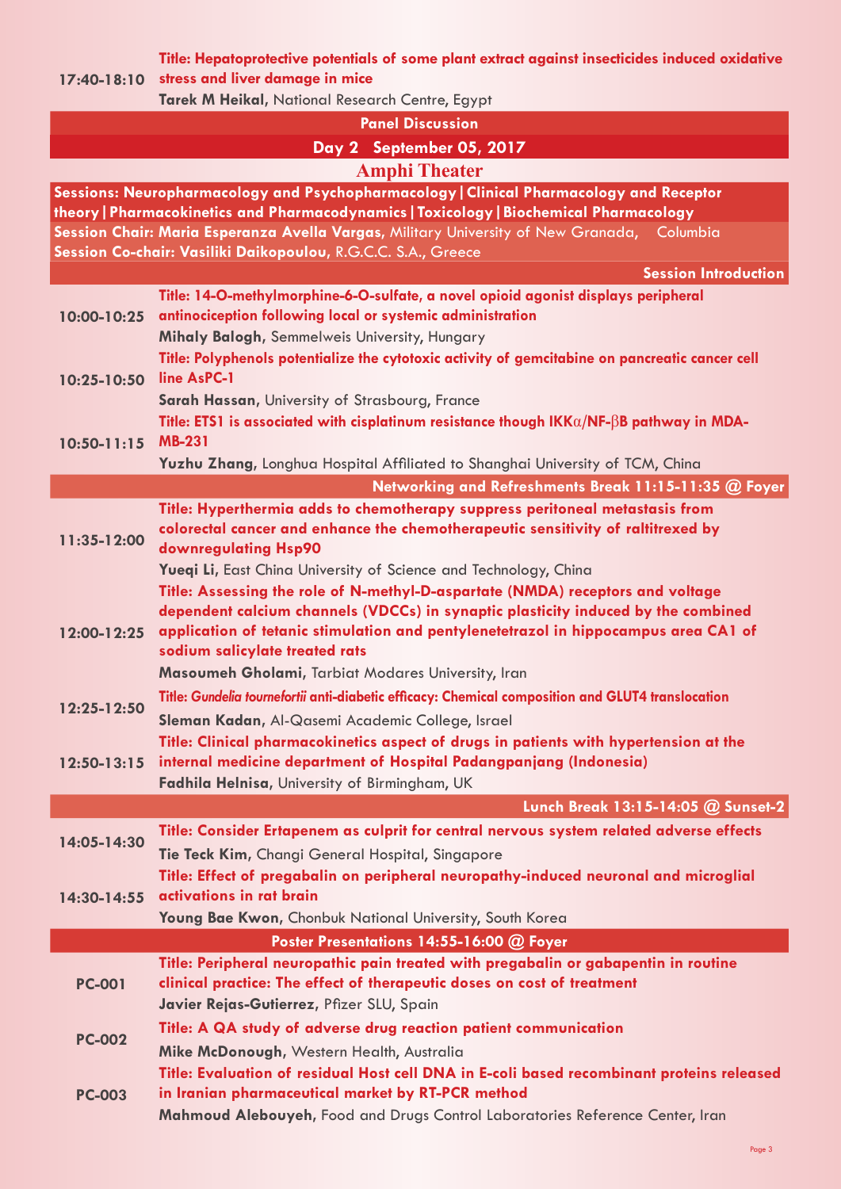| 17:40-18:10 | **Title: Hepatoprotective potentials of some plant extract against insecticides induced oxidative stress and liver damage in mice**<br>**Tarek M Heikal**, National Research Centre, Egypt |
|---|---|

**Panel Discussion**

## Day 2 September 05, 2017

### Amphi Theater

**Sessions: Neuropharmacology and Psychopharmacology | Clinical Pharmacology and Receptor theory | Pharmacokinetics and Pharmacodynamics | Toxicology | Biochemical Pharmacology**

**Session Chair: Maria Esperanza Avella Vargas**, Military University of New Granada, Columbia

**Session Co-chair: Vasiliki Daikopoulou**, R.G.C.C. S.A., Greece

**Session Introduction**

| Time | Presentation |
|---|---|
| 10:00-10:25 | **Title: 14-O-methylmorphine-6-O-sulfate, a novel opioid agonist displays peripheral antinociception following local or systemic administration**<br>**Mihaly Balogh**, Semmelweis University, Hungary |
| 10:25-10:50 | **Title: Polyphenols potentialize the cytotoxic activity of gemcitabine on pancreatic cancer cell line AsPC-1**<br>**Sarah Hassan**, University of Strasbourg, France |
| 10:50-11:15 | **Title: ETS1 is associated with cisplatinum resistance though IKKα/NF-βB pathway in MDA-MB-231**<br>**Yuzhu Zhang**, Longhua Hospital Affiliated to Shanghai University of TCM, China |

**Networking and Refreshments Break 11:15-11:35 @ Foyer**

| Time | Presentation |
|---|---|
| 11:35-12:00 | **Title: Hyperthermia adds to chemotherapy suppress peritoneal metastasis from colorectal cancer and enhance the chemotherapeutic sensitivity of raltitrexed by downregulating Hsp90**<br>**Yueqi Li**, East China University of Science and Technology, China |
| 12:00-12:25 | **Title: Assessing the role of N-methyl-D-aspartate (NMDA) receptors and voltage dependent calcium channels (VDCCs) in synaptic plasticity induced by the combined application of tetanic stimulation and pentylenetetrazol in hippocampus area CA1 of sodium salicylate treated rats**<br>**Masoumeh Gholami**, Tarbiat Modares University, Iran |
| 12:25-12:50 | **Title: *Gundelia tournefortii* anti-diabetic efficacy: Chemical composition and GLUT4 translocation**<br>**Sleman Kadan**, Al-Qasemi Academic College, Israel |
| 12:50-13:15 | **Title: Clinical pharmacokinetics aspect of drugs in patients with hypertension at the internal medicine department of Hospital Padangpanjang (Indonesia)**<br>**Fadhila Helnisa**, University of Birmingham, UK |

**Lunch Break 13:15-14:05 @ Sunset-2**

| Time | Presentation |
|---|---|
| 14:05-14:30 | **Title: Consider Ertapenem as culprit for central nervous system related adverse effects**<br>**Tie Teck Kim**, Changi General Hospital, Singapore |
| 14:30-14:55 | **Title: Effect of pregabalin on peripheral neuropathy-induced neuronal and microglial activations in rat brain**<br>**Young Bae Kwon**, Chonbuk National University, South Korea |

**Poster Presentations 14:55-16:00 @ Foyer**

| Code | Presentation |
|---|---|
| PC-001 | **Title: Peripheral neuropathic pain treated with pregabalin or gabapentin in routine clinical practice: The effect of therapeutic doses on cost of treatment**<br>**Javier Rejas-Gutierrez**, Pfizer SLU, Spain |
| PC-002 | **Title: A QA study of adverse drug reaction patient communication**<br>**Mike McDonough**, Western Health, Australia |
| PC-003 | **Title: Evaluation of residual Host cell DNA in E-coli based recombinant proteins released in Iranian pharmaceutical market by RT-PCR method**<br>**Mahmoud Alebouyeh**, Food and Drugs Control Laboratories Reference Center, Iran |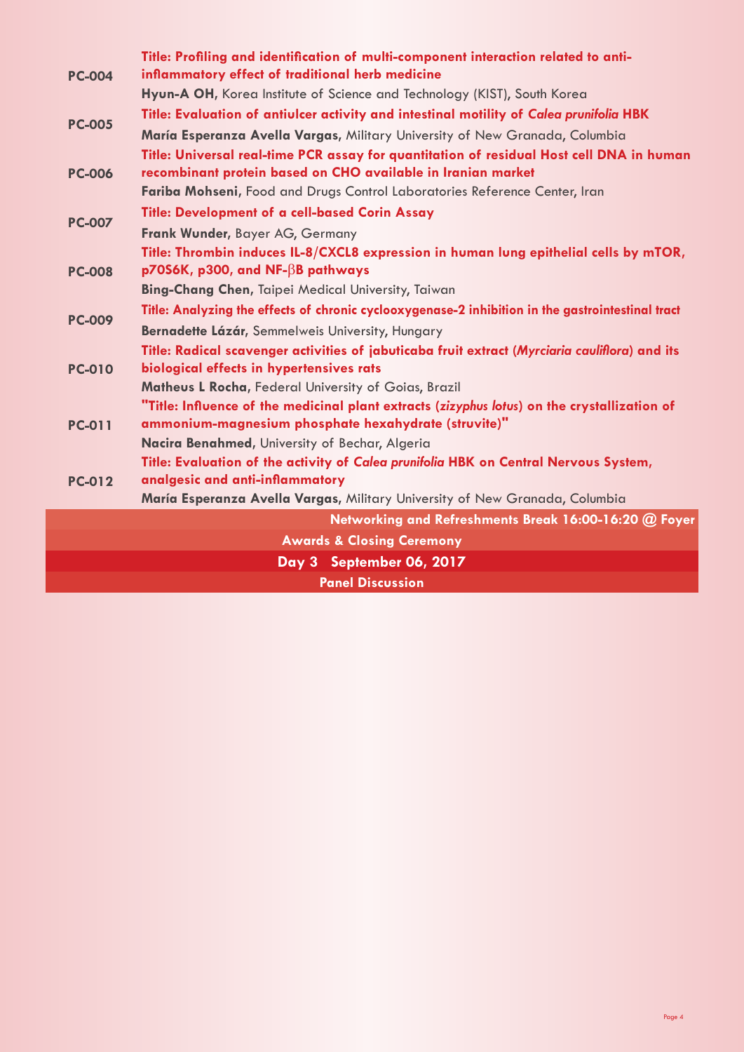| | |
|---|---|
| **PC-004** | **Title: Profiling and identification of multi-component interaction related to anti-inflammatory effect of traditional herb medicine**<br>**Hyun-A OH**, Korea Institute of Science and Technology (KIST), South Korea |
| **PC-005** | **Title: Evaluation of antiulcer activity and intestinal motility of *Calea prunifolia* HBK**<br>**María Esperanza Avella Vargas**, Military University of New Granada, Columbia |
| **PC-006** | **Title: Universal real-time PCR assay for quantitation of residual Host cell DNA in human recombinant protein based on CHO available in Iranian market**<br>**Fariba Mohseni**, Food and Drugs Control Laboratories Reference Center, Iran |
| **PC-007** | **Title: Development of a cell-based Corin Assay**<br>**Frank Wunder**, Bayer AG, Germany |
| **PC-008** | **Title: Thrombin induces IL-8/CXCL8 expression in human lung epithelial cells by mTOR, p70S6K, p300, and NF-$\beta$B pathways**<br>**Bing-Chang Chen**, Taipei Medical University, Taiwan |
| **PC-009** | **Title: Analyzing the effects of chronic cyclooxygenase-2 inhibition in the gastrointestinal tract**<br>**Bernadette Lázár**, Semmelweis University, Hungary |
| **PC-010** | **Title: Radical scavenger activities of jabuticaba fruit extract (*Myrciaria cauliflora*) and its biological effects in hypertensives rats**<br>**Matheus L Rocha**, Federal University of Goias, Brazil |
| **PC-011** | **"Title: Influence of the medicinal plant extracts (*zizyphus lotus*) on the crystallization of ammonium-magnesium phosphate hexahydrate (struvite)"**<br>**Nacira Benahmed**, University of Bechar, Algeria |
| **PC-012** | **Title: Evaluation of the activity of *Calea prunifolia* HBK on Central Nervous System, analgesic and anti-inflammatory**<br>**María Esperanza Avella Vargas**, Military University of New Granada, Columbia |

**Networking and Refreshments Break 16:00-16:20 @ Foyer**

**Awards & Closing Ceremony**

## Day 3 September 06, 2017

**Panel Discussion**